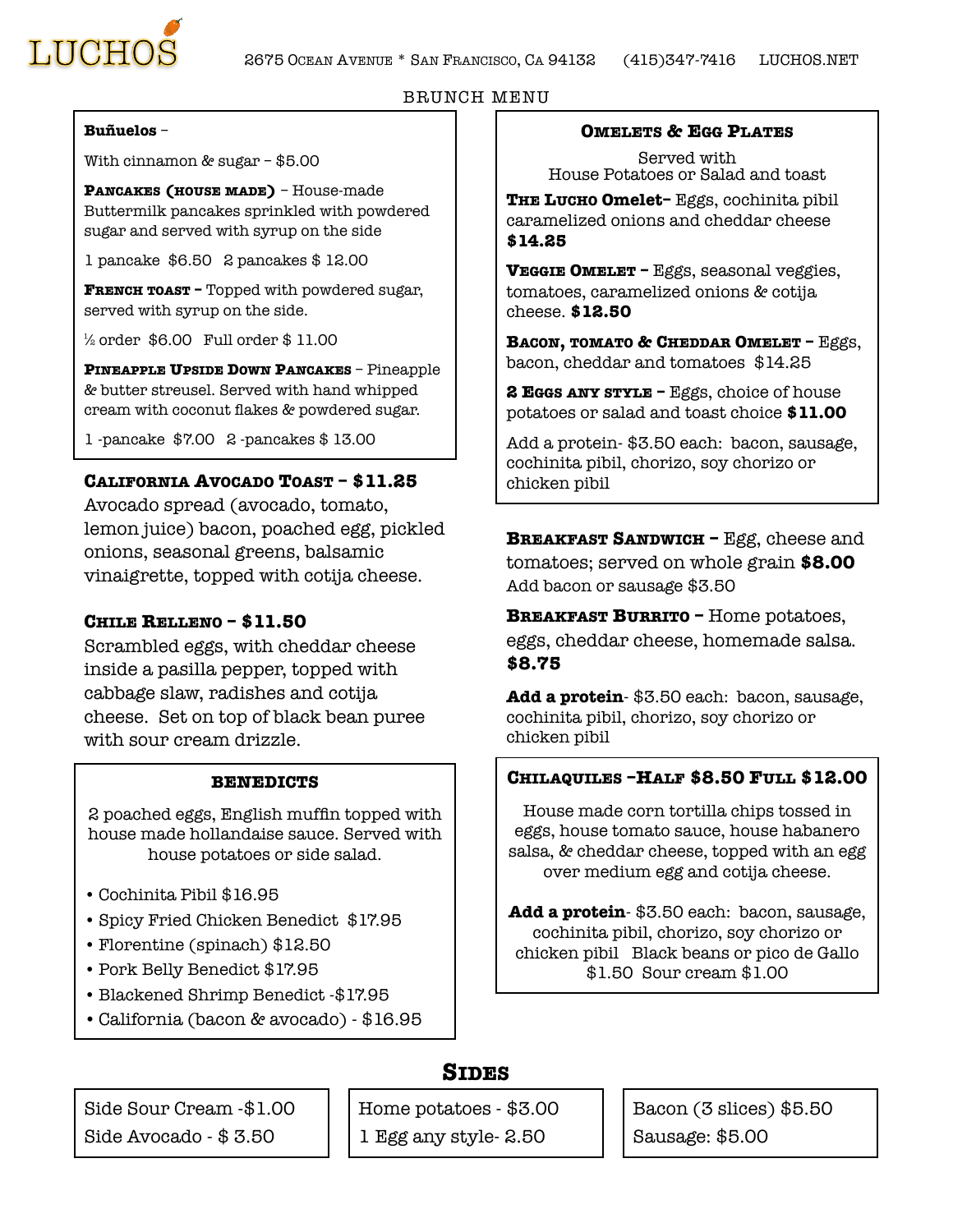# LUCHOS

2675 Ocean Avenue * San Francisco, Ca 94132 (415)347-7416 LUCHOS.NET

## BRUNCH MENU

**Buñuelos** –

With cinnamon & sugar – $5.00

**Pancakes (house made)** – House-made Buttermilk pancakes sprinkled with powdered sugar and served with syrup on the side

1 pancake $6.50 2 pancakes $ 12.00

**French toast** – Topped with powdered sugar, served with syrup on the side.

½ order $6.00 Full order $ 11.00

**Pineapple Upside Down Pancakes** – Pineapple & butter streusel. Served with hand whipped cream with coconut flakes & powdered sugar.

1 -pancake $7.00 2 -pancakes $ 13.00

**California Avocado Toast – $11.25**

Avocado spread (avocado, tomato, lemon juice) bacon, poached egg, pickled onions, seasonal greens, balsamic vinaigrette, topped with cotija cheese.

**Chile Relleno – $11.50**

Scrambled eggs, with cheddar cheese inside a pasilla pepper, topped with cabbage slaw, radishes and cotija cheese. Set on top of black bean puree with sour cream drizzle.

### BENEDICTS

2 poached eggs, English muffin topped with house made hollandaise sauce. Served with house potatoes or side salad.

- Cochinita Pibil $16.95
- Spicy Fried Chicken Benedict $17.95
- Florentine (spinach) $12.50
- Pork Belly Benedict $17.95
- Blackened Shrimp Benedict -$17.95
- California (bacon & avocado) - $16.95

### Omelets & Egg Plates

Served with
House Potatoes or Salad and toast

**The Lucho Omelet**– Eggs, cochinita pibil caramelized onions and cheddar cheese **$14.25**

**Veggie Omelet** – Eggs, seasonal veggies, tomatoes, caramelized onions & cotija cheese. **$12.50**

**Bacon, tomato & Cheddar Omelet** – Eggs, bacon, cheddar and tomatoes $14.25

**2 Eggs any style** – Eggs, choice of house potatoes or salad and toast choice **$11.00**

Add a protein- $3.50 each: bacon, sausage, cochinita pibil, chorizo, soy chorizo or chicken pibil

**Breakfast Sandwich** – Egg, cheese and tomatoes; served on whole grain **$8.00**

Add bacon or sausage $3.50

**Breakfast Burrito** – Home potatoes, eggs, cheddar cheese, homemade salsa. **$8.75**

**Add a protein**- $3.50 each: bacon, sausage, cochinita pibil, chorizo, soy chorizo or chicken pibil

### Chilaquiles –Half $8.50 Full $12.00

House made corn tortilla chips tossed in eggs, house tomato sauce, house habanero salsa, & cheddar cheese, topped with an egg over medium egg and cotija cheese.

**Add a protein**- $3.50 each: bacon, sausage, cochinita pibil, chorizo, soy chorizo or chicken pibil Black beans or pico de Gallo $1.50 Sour cream $1.00

## Sides

Side Sour Cream -$1.00
Side Avocado - $ 3.50

Home potatoes - $3.00
1 Egg any style- 2.50

Bacon (3 slices) $5.50
Sausage: $5.00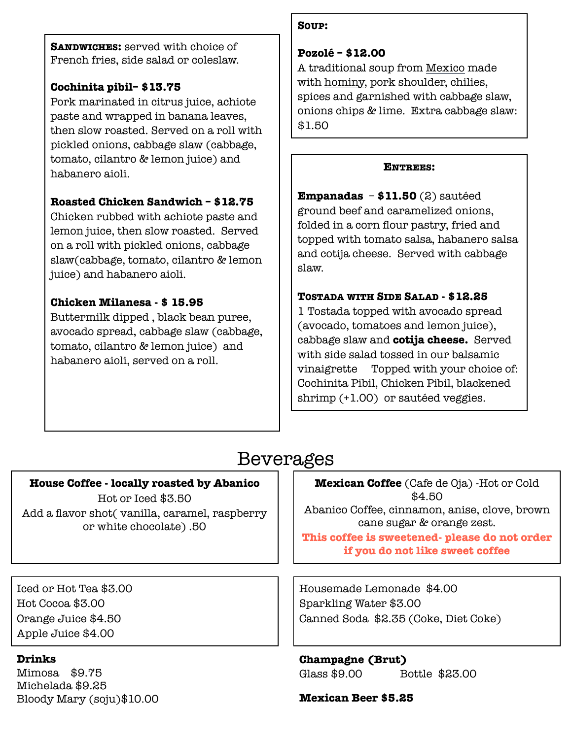**SANDWICHES:** served with choice of French fries, side salad or coleslaw.

**Cochinita pibil– $13.75**
Pork marinated in citrus juice, achiote paste and wrapped in banana leaves, then slow roasted. Served on a roll with pickled onions, cabbage slaw (cabbage, tomato, cilantro & lemon juice) and habanero aioli.

**Roasted Chicken Sandwich – $12.75**
Chicken rubbed with achiote paste and lemon juice, then slow roasted. Served on a roll with pickled onions, cabbage slaw(cabbage, tomato, cilantro & lemon juice) and habanero aioli.

**Chicken Milanesa - $ 15.95**
Buttermilk dipped , black bean puree, avocado spread, cabbage slaw (cabbage, tomato, cilantro & lemon juice) and habanero aioli, served on a roll.

**SOUP:**

**Pozolé – $12.00**
A traditional soup from Mexico made with hominy, pork shoulder, chilies, spices and garnished with cabbage slaw, onions chips & lime. Extra cabbage slaw: $1.50

**ENTREES:**

**Empanadas – $11.50** (2) sautéed ground beef and caramelized onions, folded in a corn flour pastry, fried and topped with tomato salsa, habanero salsa and cotija cheese. Served with cabbage slaw.

**TOSTADA WITH SIDE SALAD - $12.25**
1 Tostada topped with avocado spread (avocado, tomatoes and lemon juice), cabbage slaw and **cotija cheese.** Served with side salad tossed in our balsamic vinaigrette Topped with your choice of: Cochinita Pibil, Chicken Pibil, blackened shrimp (+1.00) or sautéed veggies.

# Beverages

**House Coffee - locally roasted by Abanico**
Hot or Iced $3.50
Add a flavor shot( vanilla, caramel, raspberry or white chocolate) .50

**Mexican Coffee** (Cafe de Oja) -Hot or Cold $4.50
Abanico Coffee, cinnamon, anise, clove, brown cane sugar & orange zest.
**This coffee is sweetened- please do not order if you do not like sweet coffee**

Iced or Hot Tea $3.00
Hot Cocoa $3.00
Orange Juice $4.50
Apple Juice $4.00

Housemade Lemonade $4.00
Sparkling Water $3.00
Canned Soda $2.35 (Coke, Diet Coke)

**Drinks**
Mimosa $9.75
Michelada $9.25
Bloody Mary (soju)$10.00

**Champagne (Brut)**
Glass $9.00 Bottle $23.00

**Mexican Beer $5.25**